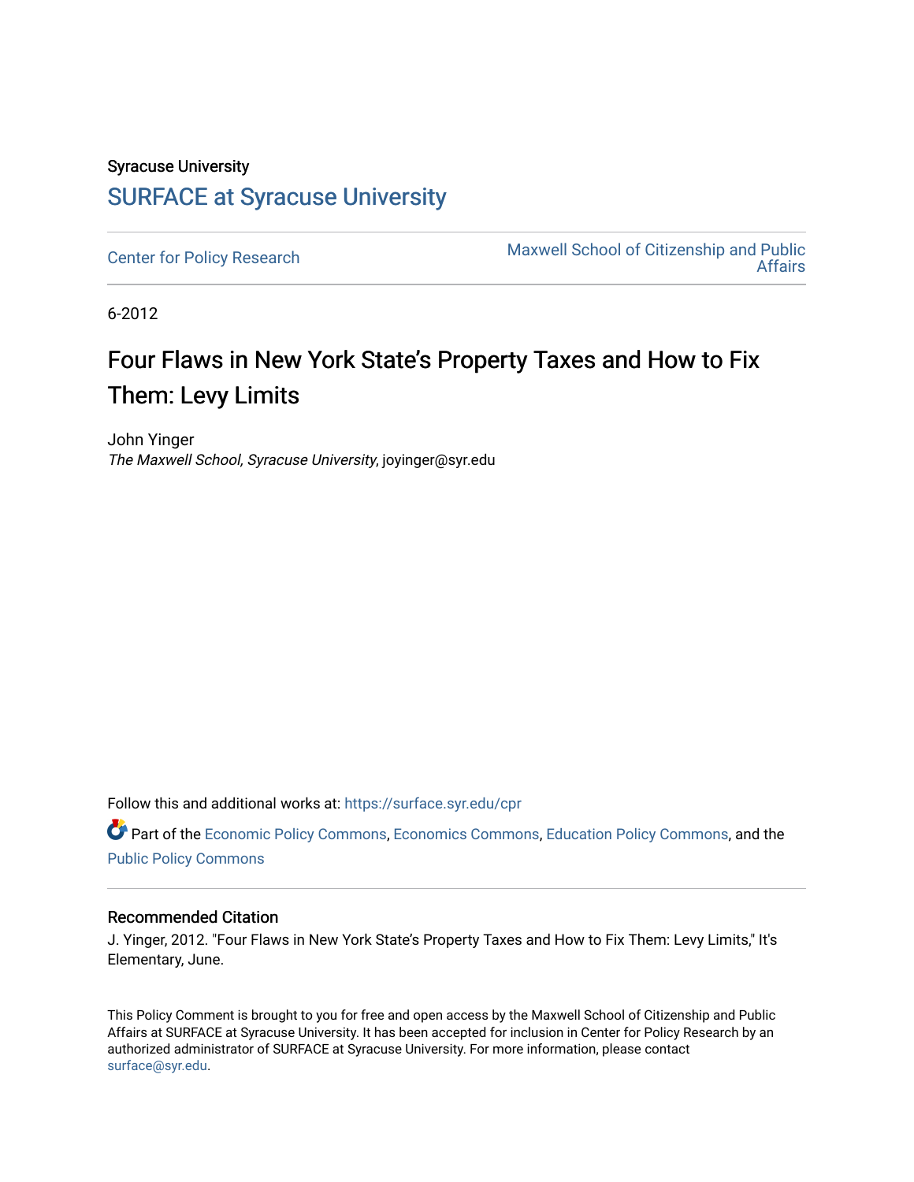Syracuse University

## SURFACE at Syracuse University

Center for Policy Research

Maxwell School of Citizenship and Public Affairs

6-2012

# Four Flaws in New York State's Property Taxes and How to Fix Them: Levy Limits

John Yinger
*The Maxwell School, Syracuse University*, joyinger@syr.edu

Follow this and additional works at: https://surface.syr.edu/cpr

Part of the Economic Policy Commons, Economics Commons, Education Policy Commons, and the Public Policy Commons

### Recommended Citation

J. Yinger, 2012. "Four Flaws in New York State's Property Taxes and How to Fix Them: Levy Limits," It's Elementary, June.

This Policy Comment is brought to you for free and open access by the Maxwell School of Citizenship and Public Affairs at SURFACE at Syracuse University. It has been accepted for inclusion in Center for Policy Research by an authorized administrator of SURFACE at Syracuse University. For more information, please contact surface@syr.edu.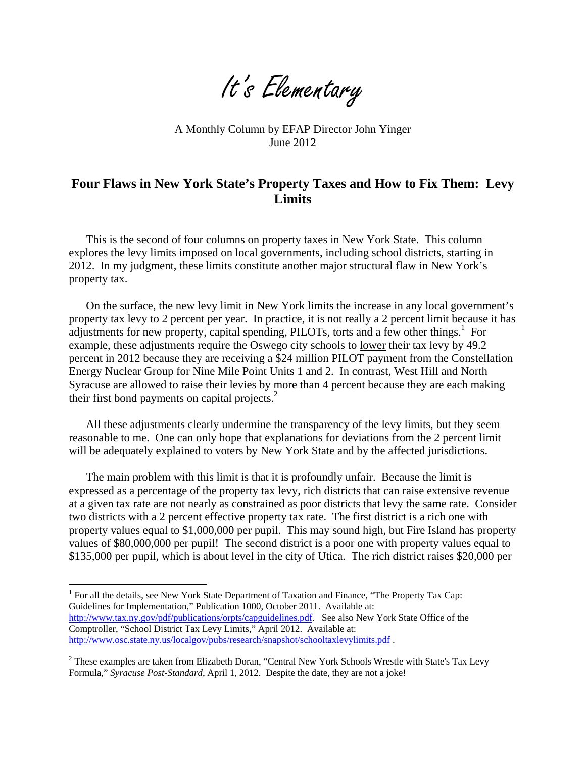# It's Elementary

A Monthly Column by EFAP Director John Yinger
June 2012

## Four Flaws in New York State's Property Taxes and How to Fix Them: Levy Limits

This is the second of four columns on property taxes in New York State. This column explores the levy limits imposed on local governments, including school districts, starting in 2012. In my judgment, these limits constitute another major structural flaw in New York's property tax.

On the surface, the new levy limit in New York limits the increase in any local government's property tax levy to 2 percent per year. In practice, it is not really a 2 percent limit because it has adjustments for new property, capital spending, PILOTs, torts and a few other things.[1] For example, these adjustments require the Oswego city schools to lower their tax levy by 49.2 percent in 2012 because they are receiving a $24 million PILOT payment from the Constellation Energy Nuclear Group for Nine Mile Point Units 1 and 2. In contrast, West Hill and North Syracuse are allowed to raise their levies by more than 4 percent because they are each making their first bond payments on capital projects.[2]

All these adjustments clearly undermine the transparency of the levy limits, but they seem reasonable to me. One can only hope that explanations for deviations from the 2 percent limit will be adequately explained to voters by New York State and by the affected jurisdictions.

The main problem with this limit is that it is profoundly unfair. Because the limit is expressed as a percentage of the property tax levy, rich districts that can raise extensive revenue at a given tax rate are not nearly as constrained as poor districts that levy the same rate. Consider two districts with a 2 percent effective property tax rate. The first district is a rich one with property values equal to $1,000,000 per pupil. This may sound high, but Fire Island has property values of $80,000,000 per pupil! The second district is a poor one with property values equal to $135,000 per pupil, which is about level in the city of Utica. The rich district raises $20,000 per

---

[1] For all the details, see New York State Department of Taxation and Finance, "The Property Tax Cap: Guidelines for Implementation," Publication 1000, October 2011. Available at: http://www.tax.ny.gov/pdf/publications/orpts/capguidelines.pdf. See also New York State Office of the Comptroller, "School District Tax Levy Limits," April 2012. Available at: http://www.osc.state.ny.us/localgov/pubs/research/snapshot/schooltaxlevylimits.pdf .

[2] These examples are taken from Elizabeth Doran, "Central New York Schools Wrestle with State's Tax Levy Formula," *Syracuse Post-Standard*, April 1, 2012. Despite the date, they are not a joke!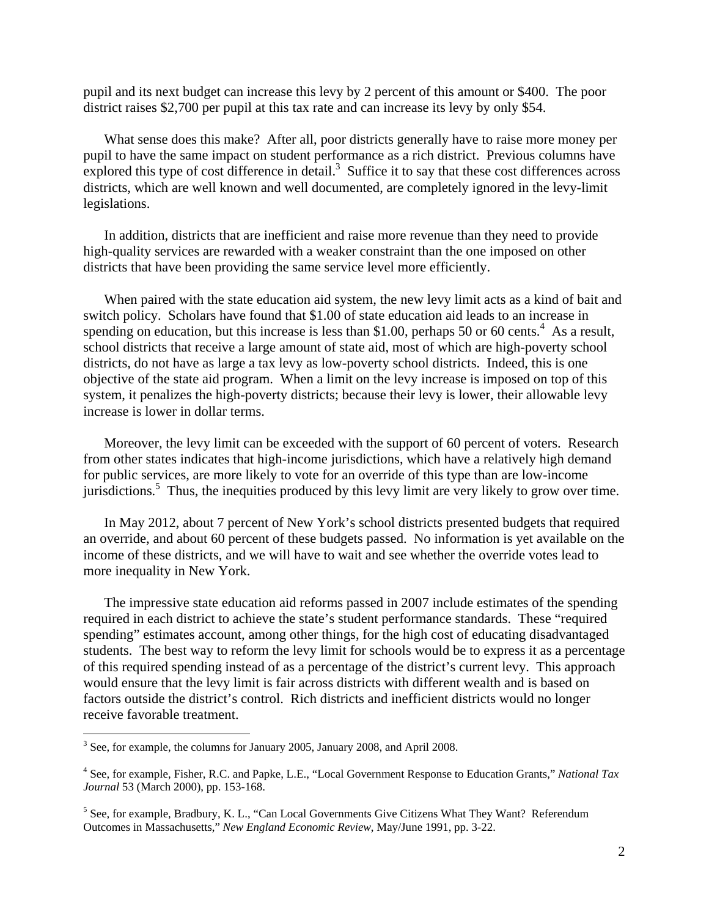pupil and its next budget can increase this levy by 2 percent of this amount or $400. The poor district raises $2,700 per pupil at this tax rate and can increase its levy by only $54.

What sense does this make? After all, poor districts generally have to raise more money per pupil to have the same impact on student performance as a rich district. Previous columns have explored this type of cost difference in detail.[3] Suffice it to say that these cost differences across districts, which are well known and well documented, are completely ignored in the levy-limit legislations.

In addition, districts that are inefficient and raise more revenue than they need to provide high-quality services are rewarded with a weaker constraint than the one imposed on other districts that have been providing the same service level more efficiently.

When paired with the state education aid system, the new levy limit acts as a kind of bait and switch policy. Scholars have found that $1.00 of state education aid leads to an increase in spending on education, but this increase is less than $1.00, perhaps 50 or 60 cents.[4] As a result, school districts that receive a large amount of state aid, most of which are high-poverty school districts, do not have as large a tax levy as low-poverty school districts. Indeed, this is one objective of the state aid program. When a limit on the levy increase is imposed on top of this system, it penalizes the high-poverty districts; because their levy is lower, their allowable levy increase is lower in dollar terms.

Moreover, the levy limit can be exceeded with the support of 60 percent of voters. Research from other states indicates that high-income jurisdictions, which have a relatively high demand for public services, are more likely to vote for an override of this type than are low-income jurisdictions.[5] Thus, the inequities produced by this levy limit are very likely to grow over time.

In May 2012, about 7 percent of New York's school districts presented budgets that required an override, and about 60 percent of these budgets passed. No information is yet available on the income of these districts, and we will have to wait and see whether the override votes lead to more inequality in New York.

The impressive state education aid reforms passed in 2007 include estimates of the spending required in each district to achieve the state's student performance standards. These "required spending" estimates account, among other things, for the high cost of educating disadvantaged students. The best way to reform the levy limit for schools would be to express it as a percentage of this required spending instead of as a percentage of the district's current levy. This approach would ensure that the levy limit is fair across districts with different wealth and is based on factors outside the district's control. Rich districts and inefficient districts would no longer receive favorable treatment.

---

[3] See, for example, the columns for January 2005, January 2008, and April 2008.

[4] See, for example, Fisher, R.C. and Papke, L.E., "Local Government Response to Education Grants," *National Tax Journal* 53 (March 2000), pp. 153-168.

[5] See, for example, Bradbury, K. L., "Can Local Governments Give Citizens What They Want? Referendum Outcomes in Massachusetts," *New England Economic Review*, May/June 1991, pp. 3-22.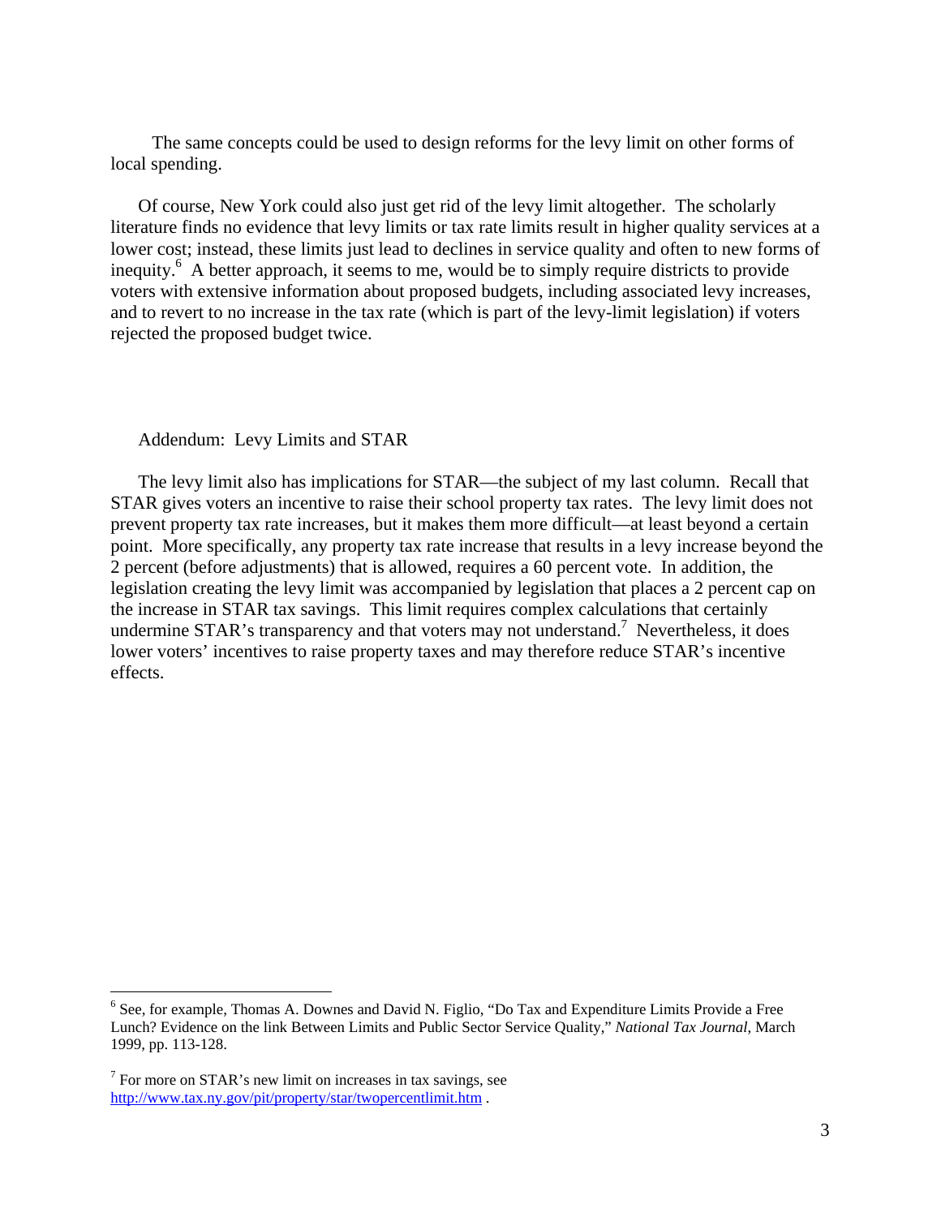The same concepts could be used to design reforms for the levy limit on other forms of local spending.

Of course, New York could also just get rid of the levy limit altogether. The scholarly literature finds no evidence that levy limits or tax rate limits result in higher quality services at a lower cost; instead, these limits just lead to declines in service quality and often to new forms of inequity.[6] A better approach, it seems to me, would be to simply require districts to provide voters with extensive information about proposed budgets, including associated levy increases, and to revert to no increase in the tax rate (which is part of the levy-limit legislation) if voters rejected the proposed budget twice.

## Addendum: Levy Limits and STAR

The levy limit also has implications for STAR—the subject of my last column. Recall that STAR gives voters an incentive to raise their school property tax rates. The levy limit does not prevent property tax rate increases, but it makes them more difficult—at least beyond a certain point. More specifically, any property tax rate increase that results in a levy increase beyond the 2 percent (before adjustments) that is allowed, requires a 60 percent vote. In addition, the legislation creating the levy limit was accompanied by legislation that places a 2 percent cap on the increase in STAR tax savings. This limit requires complex calculations that certainly undermine STAR's transparency and that voters may not understand.[7] Nevertheless, it does lower voters' incentives to raise property taxes and may therefore reduce STAR's incentive effects.

---

[6] See, for example, Thomas A. Downes and David N. Figlio, "Do Tax and Expenditure Limits Provide a Free Lunch? Evidence on the link Between Limits and Public Sector Service Quality," *National Tax Journal*, March 1999, pp. 113-128.

[7] For more on STAR's new limit on increases in tax savings, see http://www.tax.ny.gov/pit/property/star/twopercentlimit.htm .